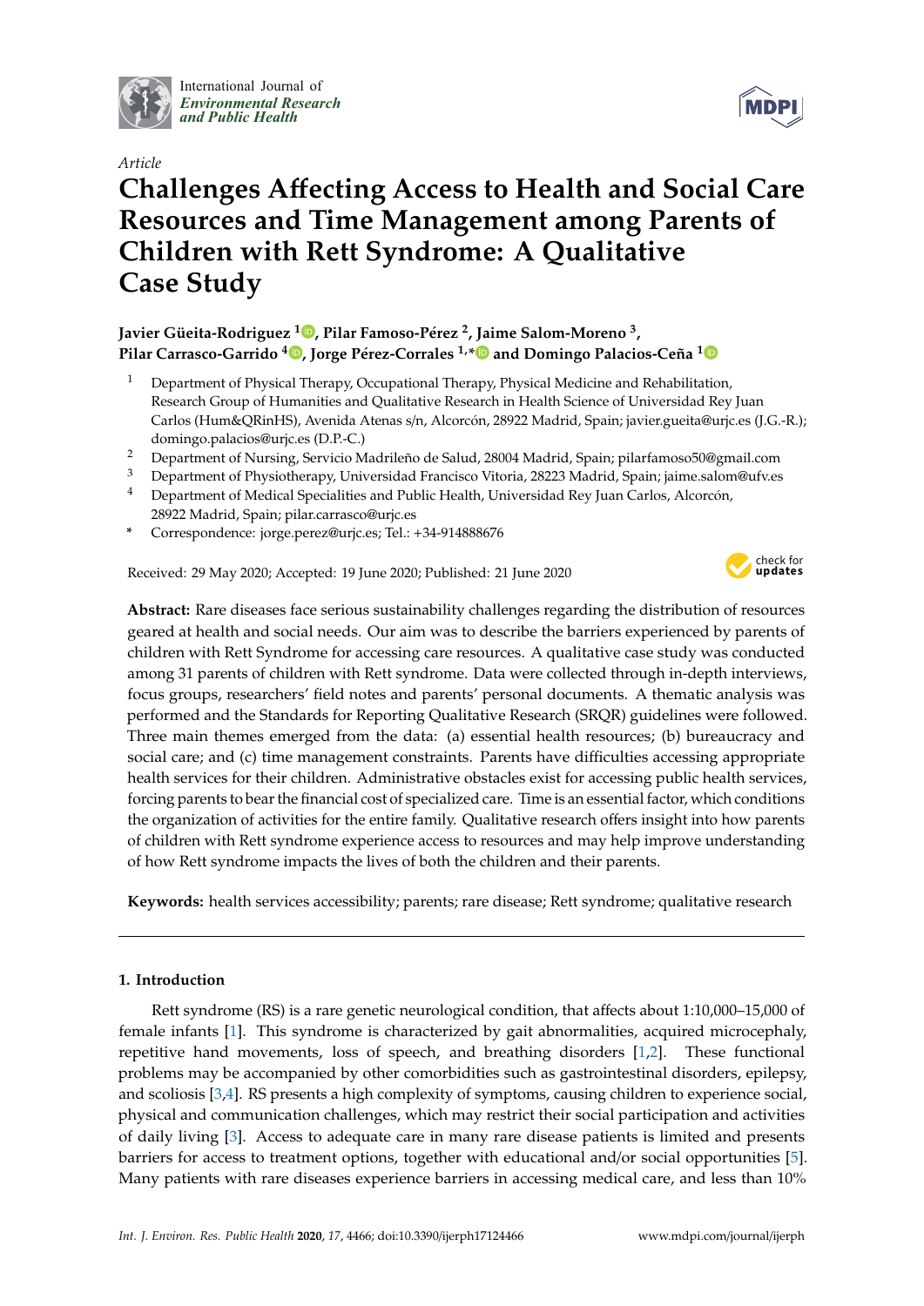International Journal of *Environmental Research and Public Health*

*Article*

# Challenges Affecting Access to Health and Social Care Resources and Time Management among Parents of Children with Rett Syndrome: A Qualitative Case Study

**Javier Güeita-Rodriguez [1], Pilar Famoso-Pérez [2], Jaime Salom-Moreno [3], Pilar Carrasco-Garrido [4], Jorge Pérez-Corrales [1,*] and Domingo Palacios-Ceña [1]**

1 Department of Physical Therapy, Occupational Therapy, Physical Medicine and Rehabilitation, Research Group of Humanities and Qualitative Research in Health Science of Universidad Rey Juan Carlos (Hum&QRinHS), Avenida Atenas s/n, Alcorcón, 28922 Madrid, Spain; javier.gueita@urjc.es (J.G.-R.); domingo.palacios@urjc.es (D.P.-C.)

2 Department of Nursing, Servicio Madrileño de Salud, 28004 Madrid, Spain; pilarfamoso50@gmail.com

3 Department of Physiotherapy, Universidad Francisco Vitoria, 28223 Madrid, Spain; jaime.salom@ufv.es

4 Department of Medical Specialities and Public Health, Universidad Rey Juan Carlos, Alcorcón, 28922 Madrid, Spain; pilar.carrasco@urjc.es

* Correspondence: jorge.perez@urjc.es; Tel.: +34-914888676

Received: 29 May 2020; Accepted: 19 June 2020; Published: 21 June 2020

**Abstract:** Rare diseases face serious sustainability challenges regarding the distribution of resources geared at health and social needs. Our aim was to describe the barriers experienced by parents of children with Rett Syndrome for accessing care resources. A qualitative case study was conducted among 31 parents of children with Rett syndrome. Data were collected through in-depth interviews, focus groups, researchers' field notes and parents' personal documents. A thematic analysis was performed and the Standards for Reporting Qualitative Research (SRQR) guidelines were followed. Three main themes emerged from the data: (a) essential health resources; (b) bureaucracy and social care; and (c) time management constraints. Parents have difficulties accessing appropriate health services for their children. Administrative obstacles exist for accessing public health services, forcing parents to bear the financial cost of specialized care. Time is an essential factor, which conditions the organization of activities for the entire family. Qualitative research offers insight into how parents of children with Rett syndrome experience access to resources and may help improve understanding of how Rett syndrome impacts the lives of both the children and their parents.

**Keywords:** health services accessibility; parents; rare disease; Rett syndrome; qualitative research

## 1. Introduction

Rett syndrome (RS) is a rare genetic neurological condition, that affects about 1:10,000–15,000 of female infants [1]. This syndrome is characterized by gait abnormalities, acquired microcephaly, repetitive hand movements, loss of speech, and breathing disorders [1,2]. These functional problems may be accompanied by other comorbidities such as gastrointestinal disorders, epilepsy, and scoliosis [3,4]. RS presents a high complexity of symptoms, causing children to experience social, physical and communication challenges, which may restrict their social participation and activities of daily living [3]. Access to adequate care in many rare disease patients is limited and presents barriers for access to treatment options, together with educational and/or social opportunities [5]. Many patients with rare diseases experience barriers in accessing medical care, and less than 10%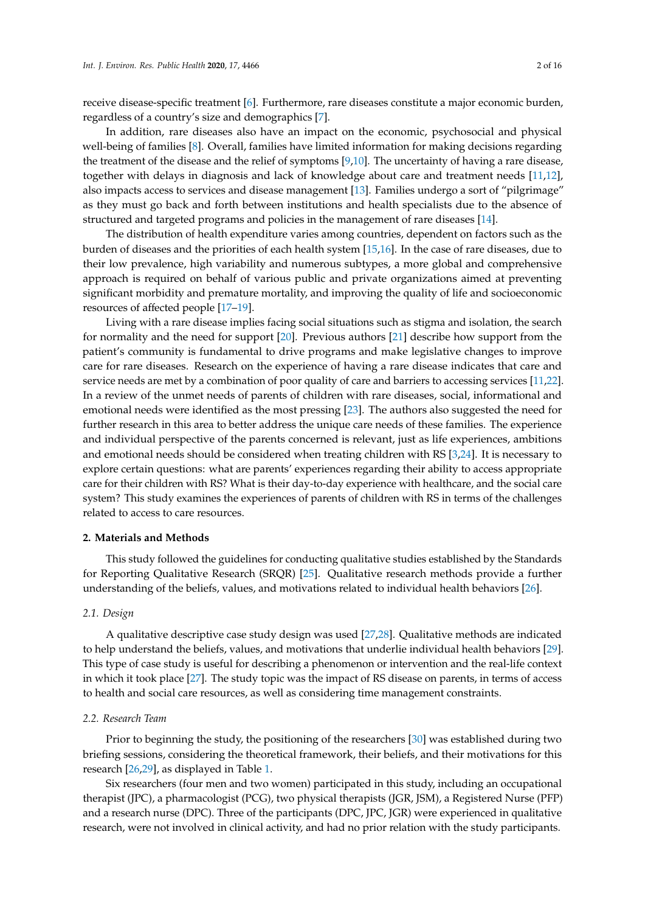receive disease-specific treatment [6]. Furthermore, rare diseases constitute a major economic burden, regardless of a country's size and demographics [7].

In addition, rare diseases also have an impact on the economic, psychosocial and physical well-being of families [8]. Overall, families have limited information for making decisions regarding the treatment of the disease and the relief of symptoms [9,10]. The uncertainty of having a rare disease, together with delays in diagnosis and lack of knowledge about care and treatment needs [11,12], also impacts access to services and disease management [13]. Families undergo a sort of "pilgrimage" as they must go back and forth between institutions and health specialists due to the absence of structured and targeted programs and policies in the management of rare diseases [14].

The distribution of health expenditure varies among countries, dependent on factors such as the burden of diseases and the priorities of each health system [15,16]. In the case of rare diseases, due to their low prevalence, high variability and numerous subtypes, a more global and comprehensive approach is required on behalf of various public and private organizations aimed at preventing significant morbidity and premature mortality, and improving the quality of life and socioeconomic resources of affected people [17–19].

Living with a rare disease implies facing social situations such as stigma and isolation, the search for normality and the need for support [20]. Previous authors [21] describe how support from the patient's community is fundamental to drive programs and make legislative changes to improve care for rare diseases. Research on the experience of having a rare disease indicates that care and service needs are met by a combination of poor quality of care and barriers to accessing services [11,22]. In a review of the unmet needs of parents of children with rare diseases, social, informational and emotional needs were identified as the most pressing [23]. The authors also suggested the need for further research in this area to better address the unique care needs of these families. The experience and individual perspective of the parents concerned is relevant, just as life experiences, ambitions and emotional needs should be considered when treating children with RS [3,24]. It is necessary to explore certain questions: what are parents' experiences regarding their ability to access appropriate care for their children with RS? What is their day-to-day experience with healthcare, and the social care system? This study examines the experiences of parents of children with RS in terms of the challenges related to access to care resources.

## 2. Materials and Methods

This study followed the guidelines for conducting qualitative studies established by the Standards for Reporting Qualitative Research (SRQR) [25]. Qualitative research methods provide a further understanding of the beliefs, values, and motivations related to individual health behaviors [26].

### 2.1. Design

A qualitative descriptive case study design was used [27,28]. Qualitative methods are indicated to help understand the beliefs, values, and motivations that underlie individual health behaviors [29]. This type of case study is useful for describing a phenomenon or intervention and the real-life context in which it took place [27]. The study topic was the impact of RS disease on parents, in terms of access to health and social care resources, as well as considering time management constraints.

### 2.2. Research Team

Prior to beginning the study, the positioning of the researchers [30] was established during two briefing sessions, considering the theoretical framework, their beliefs, and their motivations for this research [26,29], as displayed in Table 1.

Six researchers (four men and two women) participated in this study, including an occupational therapist (JPC), a pharmacologist (PCG), two physical therapists (JGR, JSM), a Registered Nurse (PFP) and a research nurse (DPC). Three of the participants (DPC, JPC, JGR) were experienced in qualitative research, were not involved in clinical activity, and had no prior relation with the study participants.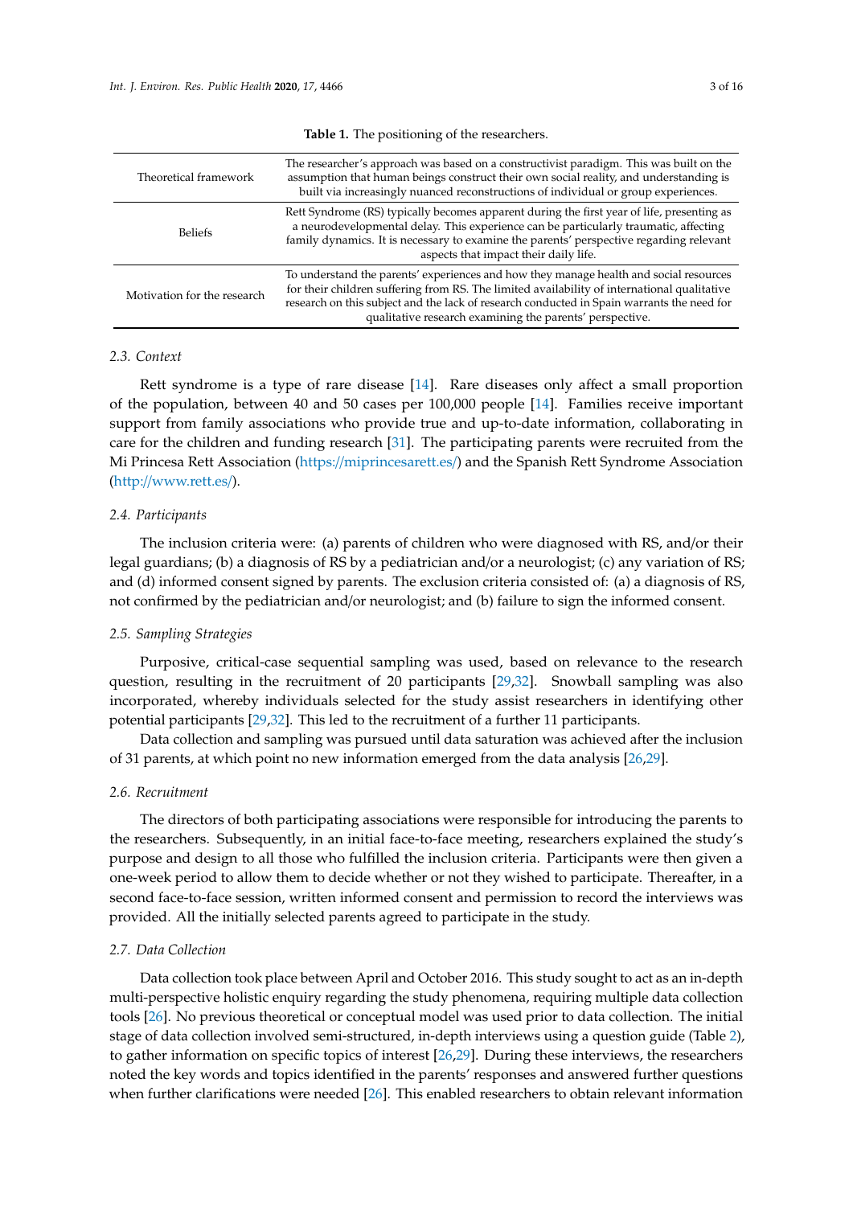**Table 1.** The positioning of the researchers.

| | |
|---|---|
| Theoretical framework | The researcher's approach was based on a constructivist paradigm. This was built on the assumption that human beings construct their own social reality, and understanding is built via increasingly nuanced reconstructions of individual or group experiences. |
| Beliefs | Rett Syndrome (RS) typically becomes apparent during the first year of life, presenting as a neurodevelopmental delay. This experience can be particularly traumatic, affecting family dynamics. It is necessary to examine the parents' perspective regarding relevant aspects that impact their daily life. |
| Motivation for the research | To understand the parents' experiences and how they manage health and social resources for their children suffering from RS. The limited availability of international qualitative research on this subject and the lack of research conducted in Spain warrants the need for qualitative research examining the parents' perspective. |

### 2.3. Context

Rett syndrome is a type of rare disease [14]. Rare diseases only affect a small proportion of the population, between 40 and 50 cases per 100,000 people [14]. Families receive important support from family associations who provide true and up-to-date information, collaborating in care for the children and funding research [31]. The participating parents were recruited from the Mi Princesa Rett Association (https://miprincesarett.es/) and the Spanish Rett Syndrome Association (http://www.rett.es/).

### 2.4. Participants

The inclusion criteria were: (a) parents of children who were diagnosed with RS, and/or their legal guardians; (b) a diagnosis of RS by a pediatrician and/or a neurologist; (c) any variation of RS; and (d) informed consent signed by parents. The exclusion criteria consisted of: (a) a diagnosis of RS, not confirmed by the pediatrician and/or neurologist; and (b) failure to sign the informed consent.

### 2.5. Sampling Strategies

Purposive, critical-case sequential sampling was used, based on relevance to the research question, resulting in the recruitment of 20 participants [29,32]. Snowball sampling was also incorporated, whereby individuals selected for the study assist researchers in identifying other potential participants [29,32]. This led to the recruitment of a further 11 participants.

Data collection and sampling was pursued until data saturation was achieved after the inclusion of 31 parents, at which point no new information emerged from the data analysis [26,29].

### 2.6. Recruitment

The directors of both participating associations were responsible for introducing the parents to the researchers. Subsequently, in an initial face-to-face meeting, researchers explained the study's purpose and design to all those who fulfilled the inclusion criteria. Participants were then given a one-week period to allow them to decide whether or not they wished to participate. Thereafter, in a second face-to-face session, written informed consent and permission to record the interviews was provided. All the initially selected parents agreed to participate in the study.

### 2.7. Data Collection

Data collection took place between April and October 2016. This study sought to act as an in-depth multi-perspective holistic enquiry regarding the study phenomena, requiring multiple data collection tools [26]. No previous theoretical or conceptual model was used prior to data collection. The initial stage of data collection involved semi-structured, in-depth interviews using a question guide (Table 2), to gather information on specific topics of interest [26,29]. During these interviews, the researchers noted the key words and topics identified in the parents' responses and answered further questions when further clarifications were needed [26]. This enabled researchers to obtain relevant information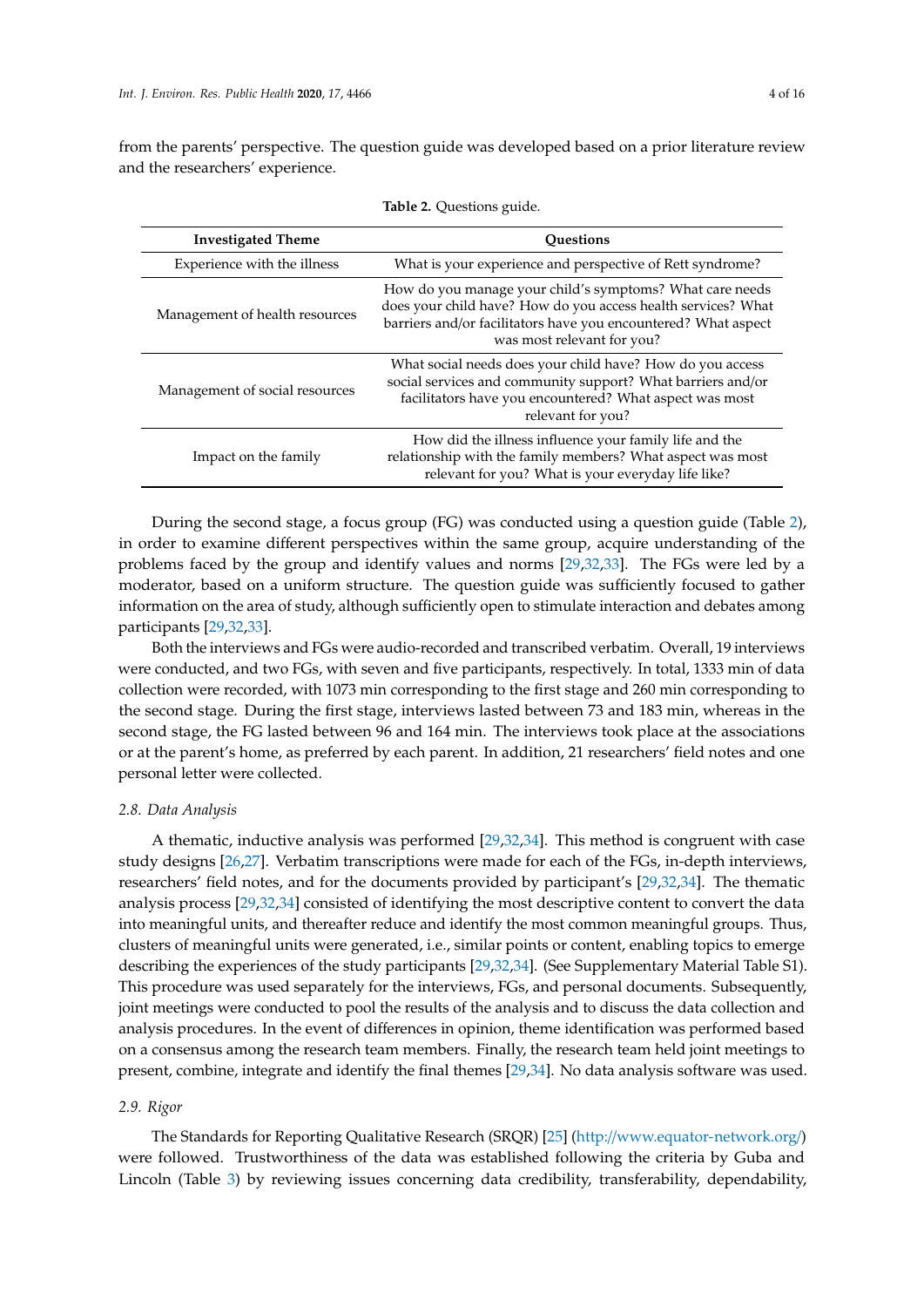from the parents' perspective. The question guide was developed based on a prior literature review and the researchers' experience.

**Table 2.** Questions guide.

| Investigated Theme | Questions |
|---|---|
| Experience with the illness | What is your experience and perspective of Rett syndrome? |
| Management of health resources | How do you manage your child's symptoms? What care needs does your child have? How do you access health services? What barriers and/or facilitators have you encountered? What aspect was most relevant for you? |
| Management of social resources | What social needs does your child have? How do you access social services and community support? What barriers and/or facilitators have you encountered? What aspect was most relevant for you? |
| Impact on the family | How did the illness influence your family life and the relationship with the family members? What aspect was most relevant for you? What is your everyday life like? |

During the second stage, a focus group (FG) was conducted using a question guide (Table 2), in order to examine different perspectives within the same group, acquire understanding of the problems faced by the group and identify values and norms [29,32,33]. The FGs were led by a moderator, based on a uniform structure. The question guide was sufficiently focused to gather information on the area of study, although sufficiently open to stimulate interaction and debates among participants [29,32,33].

Both the interviews and FGs were audio-recorded and transcribed verbatim. Overall, 19 interviews were conducted, and two FGs, with seven and five participants, respectively. In total, 1333 min of data collection were recorded, with 1073 min corresponding to the first stage and 260 min corresponding to the second stage. During the first stage, interviews lasted between 73 and 183 min, whereas in the second stage, the FG lasted between 96 and 164 min. The interviews took place at the associations or at the parent's home, as preferred by each parent. In addition, 21 researchers' field notes and one personal letter were collected.

### 2.8. Data Analysis

A thematic, inductive analysis was performed [29,32,34]. This method is congruent with case study designs [26,27]. Verbatim transcriptions were made for each of the FGs, in-depth interviews, researchers' field notes, and for the documents provided by participant's [29,32,34]. The thematic analysis process [29,32,34] consisted of identifying the most descriptive content to convert the data into meaningful units, and thereafter reduce and identify the most common meaningful groups. Thus, clusters of meaningful units were generated, i.e., similar points or content, enabling topics to emerge describing the experiences of the study participants [29,32,34]. (See Supplementary Material Table S1). This procedure was used separately for the interviews, FGs, and personal documents. Subsequently, joint meetings were conducted to pool the results of the analysis and to discuss the data collection and analysis procedures. In the event of differences in opinion, theme identification was performed based on a consensus among the research team members. Finally, the research team held joint meetings to present, combine, integrate and identify the final themes [29,34]. No data analysis software was used.

### 2.9. Rigor

The Standards for Reporting Qualitative Research (SRQR) [25] (http://www.equator-network.org/) were followed. Trustworthiness of the data was established following the criteria by Guba and Lincoln (Table 3) by reviewing issues concerning data credibility, transferability, dependability,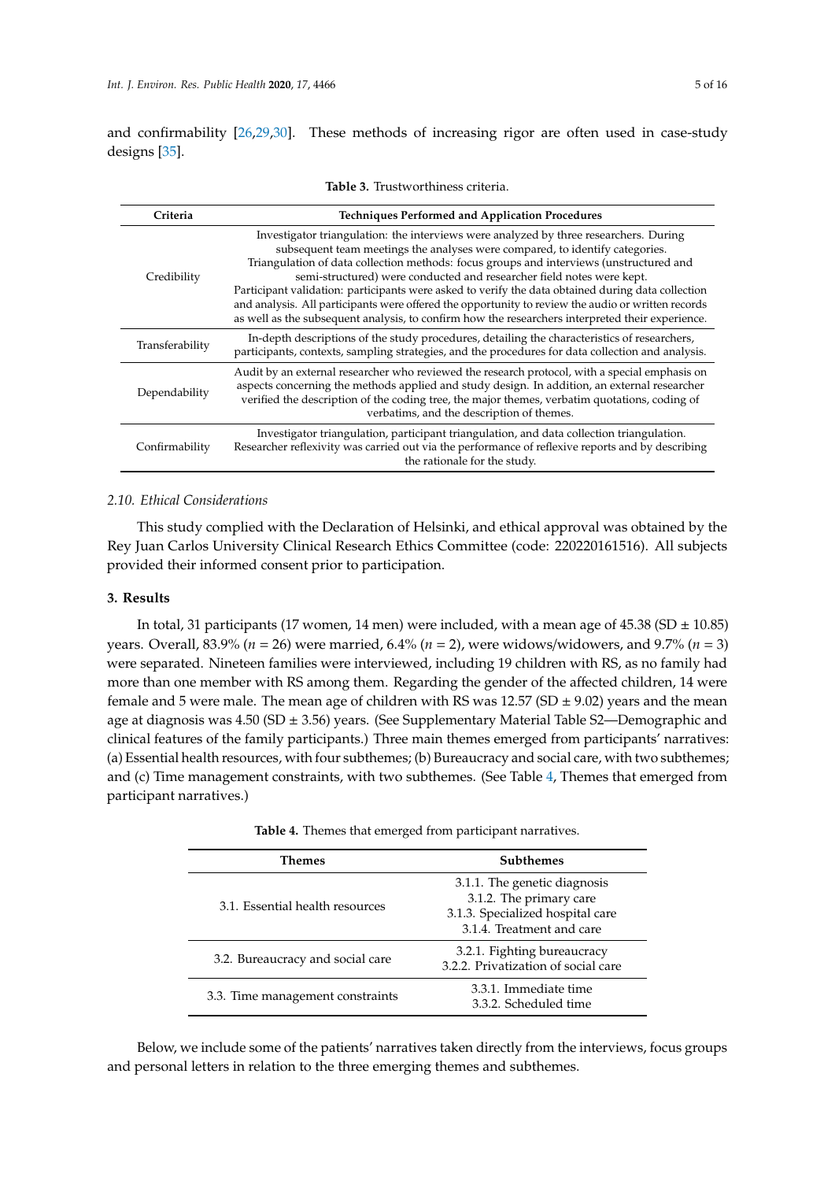and confirmability [26,29,30]. These methods of increasing rigor are often used in case-study designs [35].

**Table 3.** Trustworthiness criteria.

| Criteria | Techniques Performed and Application Procedures |
|---|---|
| Credibility | Investigator triangulation: the interviews were analyzed by three researchers. During subsequent team meetings the analyses were compared, to identify categories. Triangulation of data collection methods: focus groups and interviews (unstructured and semi-structured) were conducted and researcher field notes were kept. Participant validation: participants were asked to verify the data obtained during data collection and analysis. All participants were offered the opportunity to review the audio or written records as well as the subsequent analysis, to confirm how the researchers interpreted their experience. |
| Transferability | In-depth descriptions of the study procedures, detailing the characteristics of researchers, participants, contexts, sampling strategies, and the procedures for data collection and analysis. |
| Dependability | Audit by an external researcher who reviewed the research protocol, with a special emphasis on aspects concerning the methods applied and study design. In addition, an external researcher verified the description of the coding tree, the major themes, verbatim quotations, coding of verbatims, and the description of themes. |
| Confirmability | Investigator triangulation, participant triangulation, and data collection triangulation. Researcher reflexivity was carried out via the performance of reflexive reports and by describing the rationale for the study. |

### *2.10. Ethical Considerations*

This study complied with the Declaration of Helsinki, and ethical approval was obtained by the Rey Juan Carlos University Clinical Research Ethics Committee (code: 220220161516). All subjects provided their informed consent prior to participation.

## 3. Results

In total, 31 participants (17 women, 14 men) were included, with a mean age of 45.38 (SD ± 10.85) years. Overall, 83.9% ($n = 26$) were married, 6.4% ($n = 2$), were widows/widowers, and 9.7% ($n = 3$) were separated. Nineteen families were interviewed, including 19 children with RS, as no family had more than one member with RS among them. Regarding the gender of the affected children, 14 were female and 5 were male. The mean age of children with RS was 12.57 (SD ± 9.02) years and the mean age at diagnosis was 4.50 (SD ± 3.56) years. (See Supplementary Material Table S2—Demographic and clinical features of the family participants.) Three main themes emerged from participants' narratives: (a) Essential health resources, with four subthemes; (b) Bureaucracy and social care, with two subthemes; and (c) Time management constraints, with two subthemes. (See Table 4, Themes that emerged from participant narratives.)

**Table 4.** Themes that emerged from participant narratives.

| Themes | Subthemes |
|---|---|
| 3.1. Essential health resources | 3.1.1. The genetic diagnosis<br>3.1.2. The primary care<br>3.1.3. Specialized hospital care<br>3.1.4. Treatment and care |
| 3.2. Bureaucracy and social care | 3.2.1. Fighting bureaucracy<br>3.2.2. Privatization of social care |
| 3.3. Time management constraints | 3.3.1. Immediate time<br>3.3.2. Scheduled time |

Below, we include some of the patients' narratives taken directly from the interviews, focus groups and personal letters in relation to the three emerging themes and subthemes.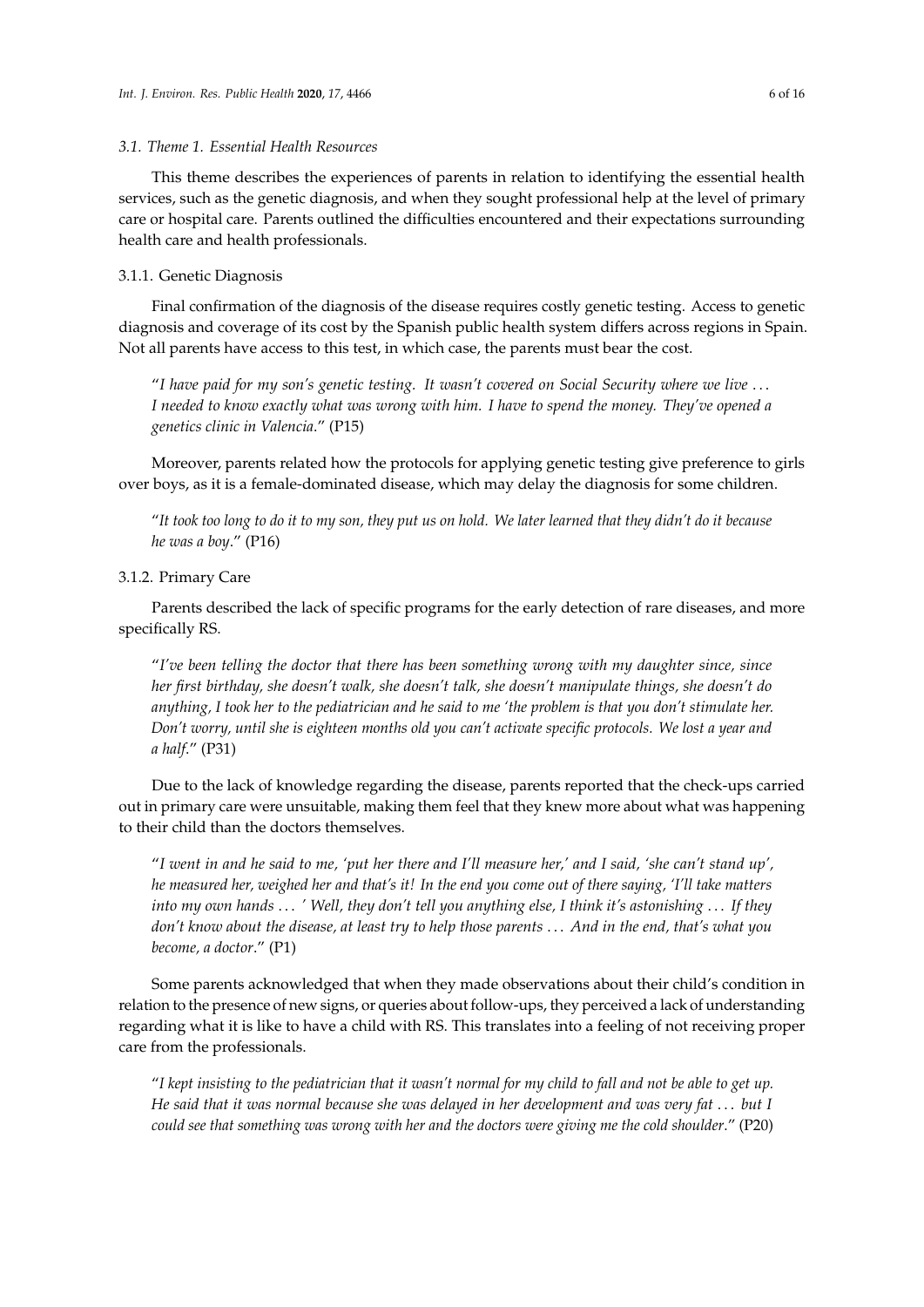### 3.1. Theme 1. Essential Health Resources

This theme describes the experiences of parents in relation to identifying the essential health services, such as the genetic diagnosis, and when they sought professional help at the level of primary care or hospital care. Parents outlined the difficulties encountered and their expectations surrounding health care and health professionals.

#### 3.1.1. Genetic Diagnosis

Final confirmation of the diagnosis of the disease requires costly genetic testing. Access to genetic diagnosis and coverage of its cost by the Spanish public health system differs across regions in Spain. Not all parents have access to this test, in which case, the parents must bear the cost.

> "*I have paid for my son's genetic testing. It wasn't covered on Social Security where we live … I needed to know exactly what was wrong with him. I have to spend the money. They've opened a genetics clinic in Valencia.*" (P15)

Moreover, parents related how the protocols for applying genetic testing give preference to girls over boys, as it is a female-dominated disease, which may delay the diagnosis for some children.

> "*It took too long to do it to my son, they put us on hold. We later learned that they didn't do it because he was a boy.*" (P16)

#### 3.1.2. Primary Care

Parents described the lack of specific programs for the early detection of rare diseases, and more specifically RS.

> "*I've been telling the doctor that there has been something wrong with my daughter since, since her first birthday, she doesn't walk, she doesn't talk, she doesn't manipulate things, she doesn't do anything, I took her to the pediatrician and he said to me 'the problem is that you don't stimulate her. Don't worry, until she is eighteen months old you can't activate specific protocols. We lost a year and a half.*" (P31)

Due to the lack of knowledge regarding the disease, parents reported that the check-ups carried out in primary care were unsuitable, making them feel that they knew more about what was happening to their child than the doctors themselves.

> "*I went in and he said to me, 'put her there and I'll measure her,' and I said, 'she can't stand up', he measured her, weighed her and that's it! In the end you come out of there saying, 'I'll take matters into my own hands … ' Well, they don't tell you anything else, I think it's astonishing … If they don't know about the disease, at least try to help those parents … And in the end, that's what you become, a doctor.*" (P1)

Some parents acknowledged that when they made observations about their child's condition in relation to the presence of new signs, or queries about follow-ups, they perceived a lack of understanding regarding what it is like to have a child with RS. This translates into a feeling of not receiving proper care from the professionals.

> "*I kept insisting to the pediatrician that it wasn't normal for my child to fall and not be able to get up. He said that it was normal because she was delayed in her development and was very fat … but I could see that something was wrong with her and the doctors were giving me the cold shoulder.*" (P20)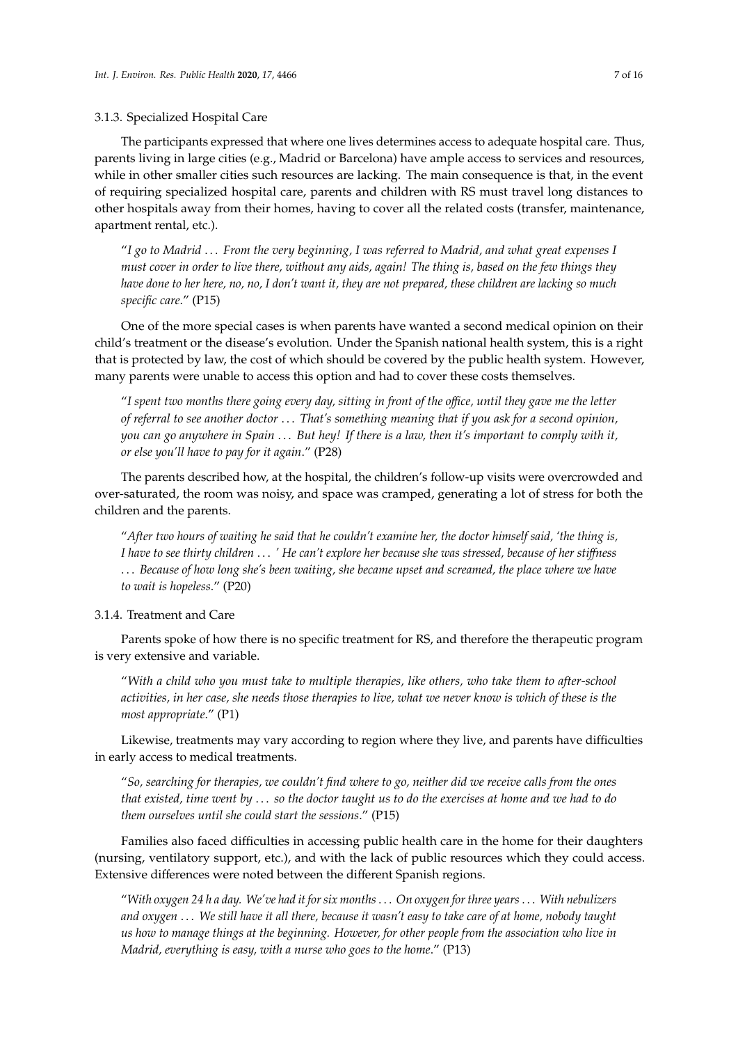### 3.1.3. Specialized Hospital Care

The participants expressed that where one lives determines access to adequate hospital care. Thus, parents living in large cities (e.g., Madrid or Barcelona) have ample access to services and resources, while in other smaller cities such resources are lacking. The main consequence is that, in the event of requiring specialized hospital care, parents and children with RS must travel long distances to other hospitals away from their homes, having to cover all the related costs (transfer, maintenance, apartment rental, etc.).

> "*I go to Madrid … From the very beginning, I was referred to Madrid, and what great expenses I must cover in order to live there, without any aids, again! The thing is, based on the few things they have done to her here, no, no, I don't want it, they are not prepared, these children are lacking so much specific care*." (P15)

One of the more special cases is when parents have wanted a second medical opinion on their child's treatment or the disease's evolution. Under the Spanish national health system, this is a right that is protected by law, the cost of which should be covered by the public health system. However, many parents were unable to access this option and had to cover these costs themselves.

> "*I spent two months there going every day, sitting in front of the office, until they gave me the letter of referral to see another doctor … That's something meaning that if you ask for a second opinion, you can go anywhere in Spain … But hey! If there is a law, then it's important to comply with it, or else you'll have to pay for it again*." (P28)

The parents described how, at the hospital, the children's follow-up visits were overcrowded and over-saturated, the room was noisy, and space was cramped, generating a lot of stress for both the children and the parents.

> "*After two hours of waiting he said that he couldn't examine her, the doctor himself said, 'the thing is, I have to see thirty children … ' He can't explore her because she was stressed, because of her stiffness … Because of how long she's been waiting, she became upset and screamed, the place where we have to wait is hopeless*." (P20)

### 3.1.4. Treatment and Care

Parents spoke of how there is no specific treatment for RS, and therefore the therapeutic program is very extensive and variable.

> "*With a child who you must take to multiple therapies, like others, who take them to after-school activities, in her case, she needs those therapies to live, what we never know is which of these is the most appropriate*." (P1)

Likewise, treatments may vary according to region where they live, and parents have difficulties in early access to medical treatments.

> "*So, searching for therapies, we couldn't find where to go, neither did we receive calls from the ones that existed, time went by … so the doctor taught us to do the exercises at home and we had to do them ourselves until she could start the sessions*." (P15)

Families also faced difficulties in accessing public health care in the home for their daughters (nursing, ventilatory support, etc.), and with the lack of public resources which they could access. Extensive differences were noted between the different Spanish regions.

> "*With oxygen 24 h a day. We've had it for six months … On oxygen for three years … With nebulizers and oxygen … We still have it all there, because it wasn't easy to take care of at home, nobody taught us how to manage things at the beginning. However, for other people from the association who live in Madrid, everything is easy, with a nurse who goes to the home*." (P13)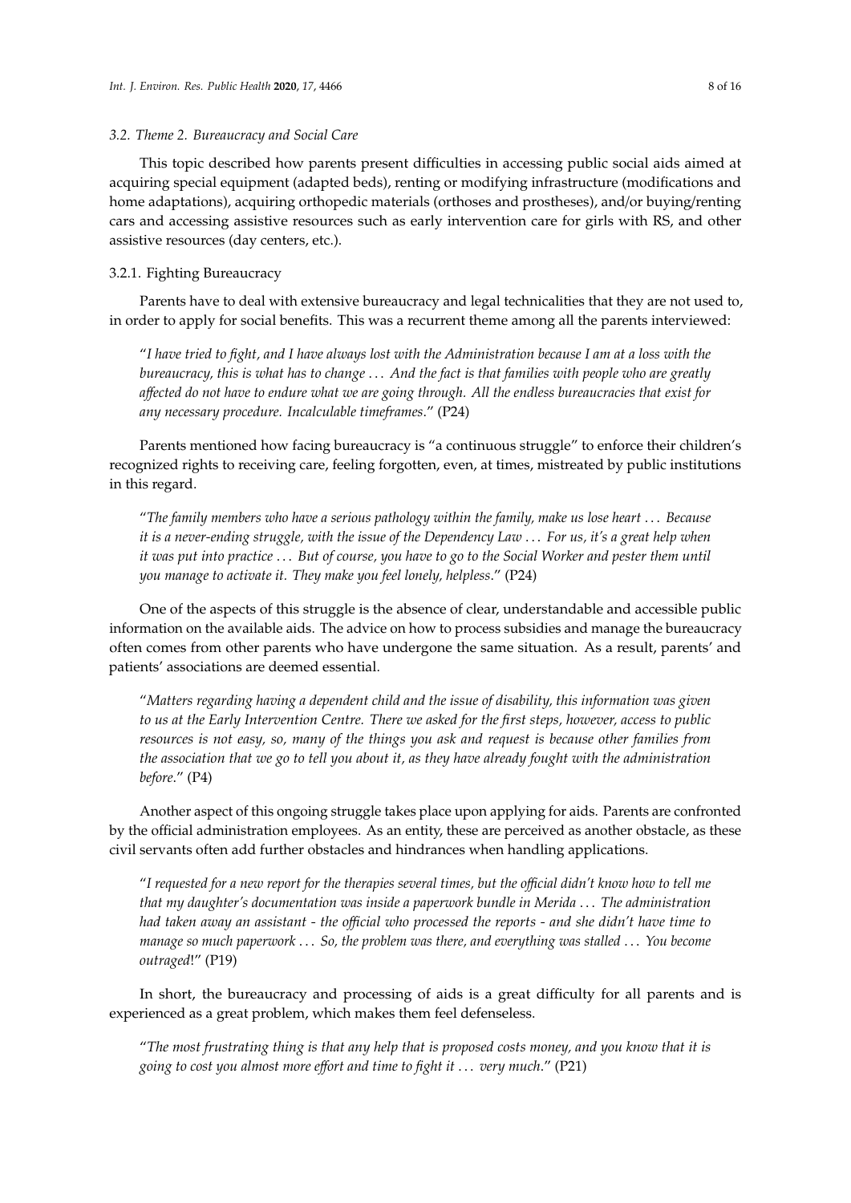### 3.2. Theme 2. Bureaucracy and Social Care

This topic described how parents present difficulties in accessing public social aids aimed at acquiring special equipment (adapted beds), renting or modifying infrastructure (modifications and home adaptations), acquiring orthopedic materials (orthoses and prostheses), and/or buying/renting cars and accessing assistive resources such as early intervention care for girls with RS, and other assistive resources (day centers, etc.).

#### 3.2.1. Fighting Bureaucracy

Parents have to deal with extensive bureaucracy and legal technicalities that they are not used to, in order to apply for social benefits. This was a recurrent theme among all the parents interviewed:

> "*I have tried to fight, and I have always lost with the Administration because I am at a loss with the bureaucracy, this is what has to change . . . And the fact is that families with people who are greatly affected do not have to endure what we are going through. All the endless bureaucracies that exist for any necessary procedure. Incalculable timeframes*." (P24)

Parents mentioned how facing bureaucracy is "a continuous struggle" to enforce their children's recognized rights to receiving care, feeling forgotten, even, at times, mistreated by public institutions in this regard.

> "*The family members who have a serious pathology within the family, make us lose heart . . . Because it is a never-ending struggle, with the issue of the Dependency Law . . . For us, it's a great help when it was put into practice . . . But of course, you have to go to the Social Worker and pester them until you manage to activate it. They make you feel lonely, helpless*." (P24)

One of the aspects of this struggle is the absence of clear, understandable and accessible public information on the available aids. The advice on how to process subsidies and manage the bureaucracy often comes from other parents who have undergone the same situation. As a result, parents' and patients' associations are deemed essential.

> "*Matters regarding having a dependent child and the issue of disability, this information was given to us at the Early Intervention Centre. There we asked for the first steps, however, access to public resources is not easy, so, many of the things you ask and request is because other families from the association that we go to tell you about it, as they have already fought with the administration before*." (P4)

Another aspect of this ongoing struggle takes place upon applying for aids. Parents are confronted by the official administration employees. As an entity, these are perceived as another obstacle, as these civil servants often add further obstacles and hindrances when handling applications.

> "*I requested for a new report for the therapies several times, but the official didn't know how to tell me that my daughter's documentation was inside a paperwork bundle in Merida . . . The administration had taken away an assistant - the official who processed the reports - and she didn't have time to manage so much paperwork . . . So, the problem was there, and everything was stalled . . . You become outraged*!" (P19)

In short, the bureaucracy and processing of aids is a great difficulty for all parents and is experienced as a great problem, which makes them feel defenseless.

> "*The most frustrating thing is that any help that is proposed costs money, and you know that it is going to cost you almost more effort and time to fight it . . . very much*." (P21)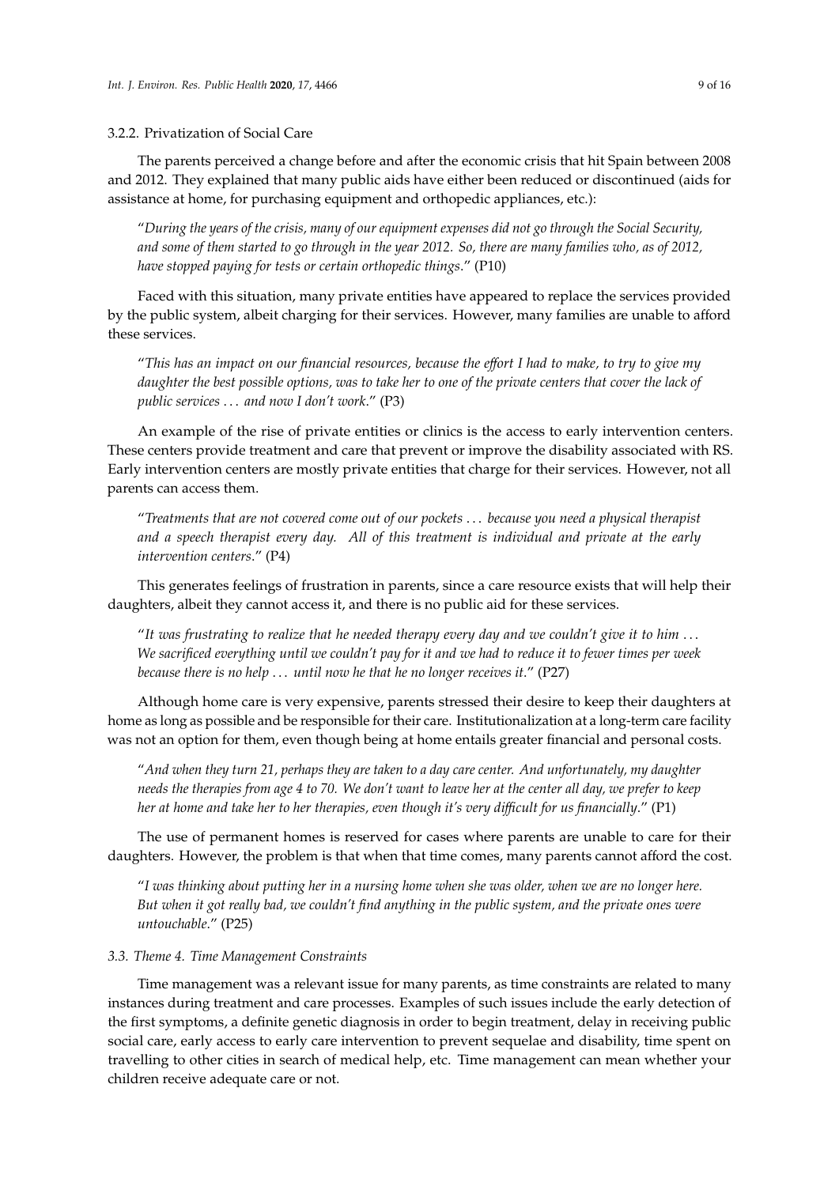#### 3.2.2. Privatization of Social Care

The parents perceived a change before and after the economic crisis that hit Spain between 2008 and 2012. They explained that many public aids have either been reduced or discontinued (aids for assistance at home, for purchasing equipment and orthopedic appliances, etc.):

> "*During the years of the crisis, many of our equipment expenses did not go through the Social Security, and some of them started to go through in the year 2012. So, there are many families who, as of 2012, have stopped paying for tests or certain orthopedic things*." (P10)

Faced with this situation, many private entities have appeared to replace the services provided by the public system, albeit charging for their services. However, many families are unable to afford these services.

> "*This has an impact on our financial resources, because the effort I had to make, to try to give my daughter the best possible options, was to take her to one of the private centers that cover the lack of public services . . . and now I don't work*." (P3)

An example of the rise of private entities or clinics is the access to early intervention centers. These centers provide treatment and care that prevent or improve the disability associated with RS. Early intervention centers are mostly private entities that charge for their services. However, not all parents can access them.

> "*Treatments that are not covered come out of our pockets . . . because you need a physical therapist and a speech therapist every day. All of this treatment is individual and private at the early intervention centers*." (P4)

This generates feelings of frustration in parents, since a care resource exists that will help their daughters, albeit they cannot access it, and there is no public aid for these services.

> "*It was frustrating to realize that he needed therapy every day and we couldn't give it to him . . . We sacrificed everything until we couldn't pay for it and we had to reduce it to fewer times per week because there is no help . . . until now he that he no longer receives it*." (P27)

Although home care is very expensive, parents stressed their desire to keep their daughters at home as long as possible and be responsible for their care. Institutionalization at a long-term care facility was not an option for them, even though being at home entails greater financial and personal costs.

> "*And when they turn 21, perhaps they are taken to a day care center. And unfortunately, my daughter needs the therapies from age 4 to 70. We don't want to leave her at the center all day, we prefer to keep her at home and take her to her therapies, even though it's very difficult for us financially*." (P1)

The use of permanent homes is reserved for cases where parents are unable to care for their daughters. However, the problem is that when that time comes, many parents cannot afford the cost.

> "*I was thinking about putting her in a nursing home when she was older, when we are no longer here. But when it got really bad, we couldn't find anything in the public system, and the private ones were untouchable*." (P25)

### *3.3. Theme 4. Time Management Constraints*

Time management was a relevant issue for many parents, as time constraints are related to many instances during treatment and care processes. Examples of such issues include the early detection of the first symptoms, a definite genetic diagnosis in order to begin treatment, delay in receiving public social care, early access to early care intervention to prevent sequelae and disability, time spent on travelling to other cities in search of medical help, etc. Time management can mean whether your children receive adequate care or not.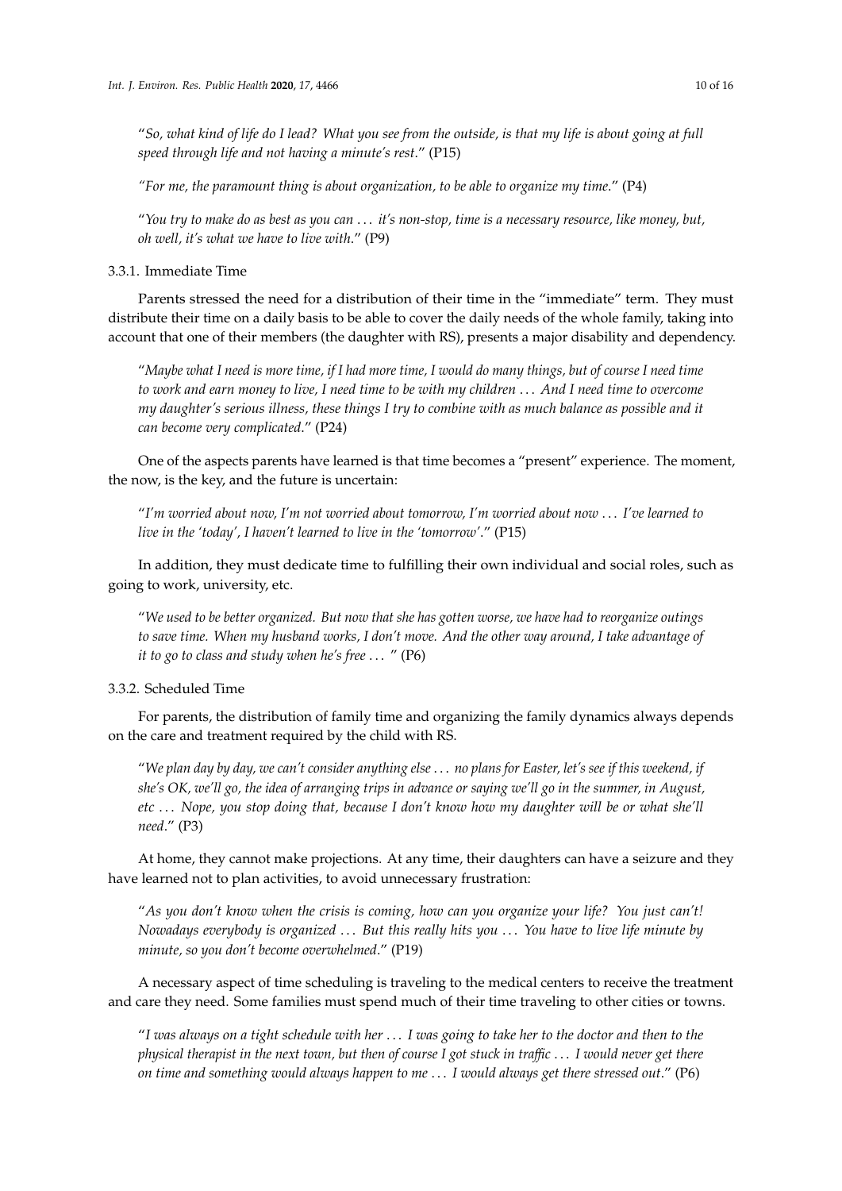"*So, what kind of life do I lead? What you see from the outside, is that my life is about going at full speed through life and not having a minute's rest*." (P15)

*"For me, the paramount thing is about organization, to be able to organize my time*." (P4)

"*You try to make do as best as you can ... it's non-stop, time is a necessary resource, like money, but, oh well, it's what we have to live with*." (P9)

### 3.3.1. Immediate Time

Parents stressed the need for a distribution of their time in the "immediate" term. They must distribute their time on a daily basis to be able to cover the daily needs of the whole family, taking into account that one of their members (the daughter with RS), presents a major disability and dependency.

"*Maybe what I need is more time, if I had more time, I would do many things, but of course I need time to work and earn money to live, I need time to be with my children ... And I need time to overcome my daughter's serious illness, these things I try to combine with as much balance as possible and it can become very complicated*." (P24)

One of the aspects parents have learned is that time becomes a "present" experience. The moment, the now, is the key, and the future is uncertain:

"*I'm worried about now, I'm not worried about tomorrow, I'm worried about now ... I've learned to live in the 'today', I haven't learned to live in the 'tomorrow'*." (P15)

In addition, they must dedicate time to fulfilling their own individual and social roles, such as going to work, university, etc.

"*We used to be better organized. But now that she has gotten worse, we have had to reorganize outings to save time. When my husband works, I don't move. And the other way around, I take advantage of it to go to class and study when he's free ...* " (P6)

### 3.3.2. Scheduled Time

For parents, the distribution of family time and organizing the family dynamics always depends on the care and treatment required by the child with RS.

"*We plan day by day, we can't consider anything else ... no plans for Easter, let's see if this weekend, if she's OK, we'll go, the idea of arranging trips in advance or saying we'll go in the summer, in August, etc ... Nope, you stop doing that, because I don't know how my daughter will be or what she'll need*." (P3)

At home, they cannot make projections. At any time, their daughters can have a seizure and they have learned not to plan activities, to avoid unnecessary frustration:

"*As you don't know when the crisis is coming, how can you organize your life? You just can't! Nowadays everybody is organized ... But this really hits you ... You have to live life minute by minute, so you don't become overwhelmed*." (P19)

A necessary aspect of time scheduling is traveling to the medical centers to receive the treatment and care they need. Some families must spend much of their time traveling to other cities or towns.

"*I was always on a tight schedule with her ... I was going to take her to the doctor and then to the physical therapist in the next town, but then of course I got stuck in traffic ... I would never get there on time and something would always happen to me ... I would always get there stressed out*." (P6)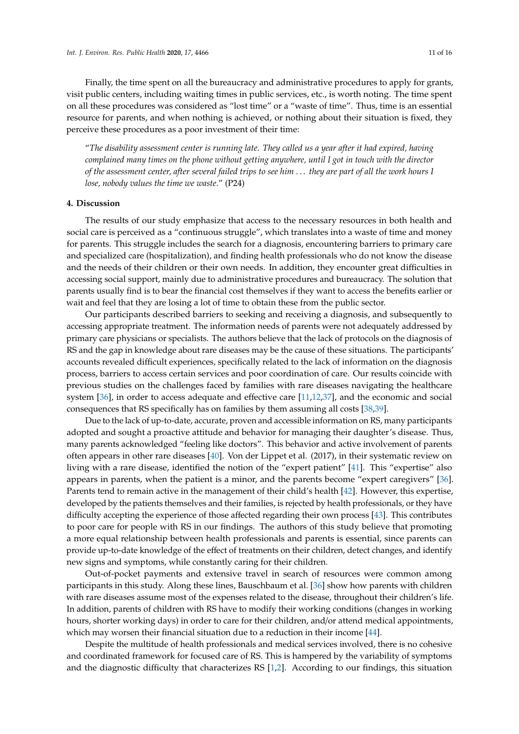Finally, the time spent on all the bureaucracy and administrative procedures to apply for grants, visit public centers, including waiting times in public services, etc., is worth noting. The time spent on all these procedures was considered as "lost time" or a "waste of time". Thus, time is an essential resource for parents, and when nothing is achieved, or nothing about their situation is fixed, they perceive these procedures as a poor investment of their time:

"*The disability assessment center is running late. They called us a year after it had expired, having complained many times on the phone without getting anywhere, until I got in touch with the director of the assessment center, after several failed trips to see him . . . they are part of all the work hours I lose, nobody values the time we waste*." (P24)

## 4. Discussion

The results of our study emphasize that access to the necessary resources in both health and social care is perceived as a "continuous struggle", which translates into a waste of time and money for parents. This struggle includes the search for a diagnosis, encountering barriers to primary care and specialized care (hospitalization), and finding health professionals who do not know the disease and the needs of their children or their own needs. In addition, they encounter great difficulties in accessing social support, mainly due to administrative procedures and bureaucracy. The solution that parents usually find is to bear the financial cost themselves if they want to access the benefits earlier or wait and feel that they are losing a lot of time to obtain these from the public sector.

Our participants described barriers to seeking and receiving a diagnosis, and subsequently to accessing appropriate treatment. The information needs of parents were not adequately addressed by primary care physicians or specialists. The authors believe that the lack of protocols on the diagnosis of RS and the gap in knowledge about rare diseases may be the cause of these situations. The participants' accounts revealed difficult experiences, specifically related to the lack of information on the diagnosis process, barriers to access certain services and poor coordination of care. Our results coincide with previous studies on the challenges faced by families with rare diseases navigating the healthcare system [36], in order to access adequate and effective care [11,12,37], and the economic and social consequences that RS specifically has on families by them assuming all costs [38,39].

Due to the lack of up-to-date, accurate, proven and accessible information on RS, many participants adopted and sought a proactive attitude and behavior for managing their daughter's disease. Thus, many parents acknowledged "feeling like doctors". This behavior and active involvement of parents often appears in other rare diseases [40]. Von der Lippet et al. (2017), in their systematic review on living with a rare disease, identified the notion of the "expert patient" [41]. This "expertise" also appears in parents, when the patient is a minor, and the parents become "expert caregivers" [36]. Parents tend to remain active in the management of their child's health [42]. However, this expertise, developed by the patients themselves and their families, is rejected by health professionals, or they have difficulty accepting the experience of those affected regarding their own process [43]. This contributes to poor care for people with RS in our findings. The authors of this study believe that promoting a more equal relationship between health professionals and parents is essential, since parents can provide up-to-date knowledge of the effect of treatments on their children, detect changes, and identify new signs and symptoms, while constantly caring for their children.

Out-of-pocket payments and extensive travel in search of resources were common among participants in this study. Along these lines, Bauschbaum et al. [36] show how parents with children with rare diseases assume most of the expenses related to the disease, throughout their children's life. In addition, parents of children with RS have to modify their working conditions (changes in working hours, shorter working days) in order to care for their children, and/or attend medical appointments, which may worsen their financial situation due to a reduction in their income [44].

Despite the multitude of health professionals and medical services involved, there is no cohesive and coordinated framework for focused care of RS. This is hampered by the variability of symptoms and the diagnostic difficulty that characterizes RS [1,2]. According to our findings, this situation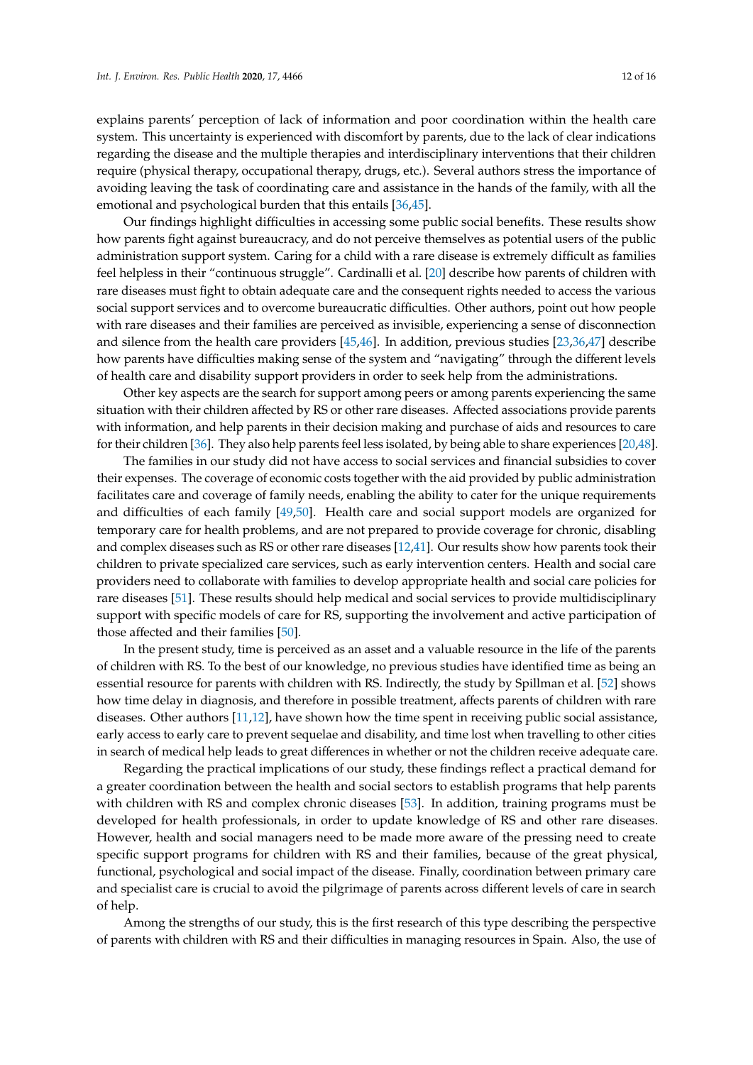explains parents' perception of lack of information and poor coordination within the health care system. This uncertainty is experienced with discomfort by parents, due to the lack of clear indications regarding the disease and the multiple therapies and interdisciplinary interventions that their children require (physical therapy, occupational therapy, drugs, etc.). Several authors stress the importance of avoiding leaving the task of coordinating care and assistance in the hands of the family, with all the emotional and psychological burden that this entails [36,45].

Our findings highlight difficulties in accessing some public social benefits. These results show how parents fight against bureaucracy, and do not perceive themselves as potential users of the public administration support system. Caring for a child with a rare disease is extremely difficult as families feel helpless in their "continuous struggle". Cardinalli et al. [20] describe how parents of children with rare diseases must fight to obtain adequate care and the consequent rights needed to access the various social support services and to overcome bureaucratic difficulties. Other authors, point out how people with rare diseases and their families are perceived as invisible, experiencing a sense of disconnection and silence from the health care providers [45,46]. In addition, previous studies [23,36,47] describe how parents have difficulties making sense of the system and "navigating" through the different levels of health care and disability support providers in order to seek help from the administrations.

Other key aspects are the search for support among peers or among parents experiencing the same situation with their children affected by RS or other rare diseases. Affected associations provide parents with information, and help parents in their decision making and purchase of aids and resources to care for their children [36]. They also help parents feel less isolated, by being able to share experiences [20,48].

The families in our study did not have access to social services and financial subsidies to cover their expenses. The coverage of economic costs together with the aid provided by public administration facilitates care and coverage of family needs, enabling the ability to cater for the unique requirements and difficulties of each family [49,50]. Health care and social support models are organized for temporary care for health problems, and are not prepared to provide coverage for chronic, disabling and complex diseases such as RS or other rare diseases [12,41]. Our results show how parents took their children to private specialized care services, such as early intervention centers. Health and social care providers need to collaborate with families to develop appropriate health and social care policies for rare diseases [51]. These results should help medical and social services to provide multidisciplinary support with specific models of care for RS, supporting the involvement and active participation of those affected and their families [50].

In the present study, time is perceived as an asset and a valuable resource in the life of the parents of children with RS. To the best of our knowledge, no previous studies have identified time as being an essential resource for parents with children with RS. Indirectly, the study by Spillman et al. [52] shows how time delay in diagnosis, and therefore in possible treatment, affects parents of children with rare diseases. Other authors [11,12], have shown how the time spent in receiving public social assistance, early access to early care to prevent sequelae and disability, and time lost when travelling to other cities in search of medical help leads to great differences in whether or not the children receive adequate care.

Regarding the practical implications of our study, these findings reflect a practical demand for a greater coordination between the health and social sectors to establish programs that help parents with children with RS and complex chronic diseases [53]. In addition, training programs must be developed for health professionals, in order to update knowledge of RS and other rare diseases. However, health and social managers need to be made more aware of the pressing need to create specific support programs for children with RS and their families, because of the great physical, functional, psychological and social impact of the disease. Finally, coordination between primary care and specialist care is crucial to avoid the pilgrimage of parents across different levels of care in search of help.

Among the strengths of our study, this is the first research of this type describing the perspective of parents with children with RS and their difficulties in managing resources in Spain. Also, the use of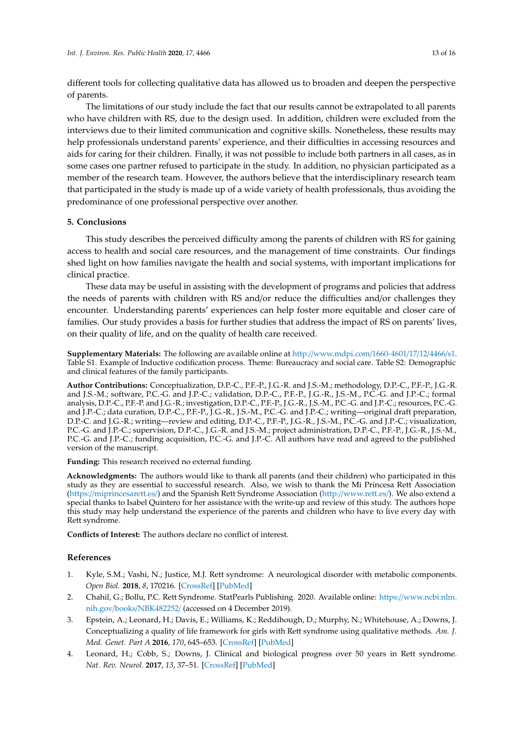different tools for collecting qualitative data has allowed us to broaden and deepen the perspective of parents.

The limitations of our study include the fact that our results cannot be extrapolated to all parents who have children with RS, due to the design used. In addition, children were excluded from the interviews due to their limited communication and cognitive skills. Nonetheless, these results may help professionals understand parents' experience, and their difficulties in accessing resources and aids for caring for their children. Finally, it was not possible to include both partners in all cases, as in some cases one partner refused to participate in the study. In addition, no physician participated as a member of the research team. However, the authors believe that the interdisciplinary research team that participated in the study is made up of a wide variety of health professionals, thus avoiding the predominance of one professional perspective over another.

## 5. Conclusions

This study describes the perceived difficulty among the parents of children with RS for gaining access to health and social care resources, and the management of time constraints. Our findings shed light on how families navigate the health and social systems, with important implications for clinical practice.

These data may be useful in assisting with the development of programs and policies that address the needs of parents with children with RS and/or reduce the difficulties and/or challenges they encounter. Understanding parents' experiences can help foster more equitable and closer care of families. Our study provides a basis for further studies that address the impact of RS on parents' lives, on their quality of life, and on the quality of health care received.

**Supplementary Materials:** The following are available online at http://www.mdpi.com/1660-4601/17/12/4466/s1. Table S1. Example of Inductive codification process. Theme: Bureaucracy and social care. Table S2: Demographic and clinical features of the family participants.

**Author Contributions:** Conceptualization, D.P.-C., P.F.-P., J.G.-R. and J.S.-M.; methodology, D.P.-C., P.F.-P., J.G.-R. and J.S.-M.; software, P.C.-G. and J.P.-C.; validation, D.P.-C., P.F.-P., J.G.-R., J.S.-M., P.C.-G. and J.P.-C.; formal analysis, D.P.-C., P.F.-P. and J.G.-R.; investigation, D.P.-C., P.F.-P., J.G.-R., J.S.-M., P.C.-G. and J.P.-C.; resources, P.C.-G. and J.P.-C.; data curation, D.P.-C., P.F.-P., J.G.-R., J.S.-M., P.C.-G. and J.P.-C.; writing—original draft preparation, D.P.-C. and J.G.-R.; writing—review and editing, D.P.-C., P.F.-P., J.G.-R., J.S.-M., P.C.-G. and J.P.-C.; visualization, P.C.-G. and J.P.-C.; supervision, D.P.-C., J.G.-R. and J.S.-M.; project administration, D.P.-C., P.F.-P., J.G.-R., J.S.-M., P.C.-G. and J.P.-C.; funding acquisition, P.C.-G. and J.P.-C. All authors have read and agreed to the published version of the manuscript.

**Funding:** This research received no external funding.

**Acknowledgments:** The authors would like to thank all parents (and their children) who participated in this study as they are essential to successful research. Also, we wish to thank the Mi Princesa Rett Association (https://miprincesarett.es/) and the Spanish Rett Syndrome Association (http://www.rett.es/). We also extend a special thanks to Isabel Quintero for her assistance with the write-up and review of this study. The authors hope this study may help understand the experience of the parents and children who have to live every day with Rett syndrome.

**Conflicts of Interest:** The authors declare no conflict of interest.

## References

1. Kyle, S.M.; Vashi, N.; Justice, M.J. Rett syndrome: A neurological disorder with metabolic components. *Open Biol.* **2018**, *8*, 170216. [CrossRef] [PubMed]
2. Chahil, G.; Bollu, P.C. Rett Syndrome. StatPearls Publishing. 2020. Available online: https://www.ncbi.nlm.nih.gov/books/NBK482252/ (accessed on 4 December 2019).
3. Epstein, A.; Leonard, H.; Davis, E.; Williams, K.; Reddihough, D.; Murphy, N.; Whitehouse, A.; Downs, J. Conceptualizing a quality of life framework for girls with Rett syndrome using qualitative methods. *Am. J. Med. Genet. Part A* **2016**, *170*, 645–653. [CrossRef] [PubMed]
4. Leonard, H.; Cobb, S.; Downs, J. Clinical and biological progress over 50 years in Rett syndrome. *Nat. Rev. Neurol.* **2017**, *13*, 37–51. [CrossRef] [PubMed]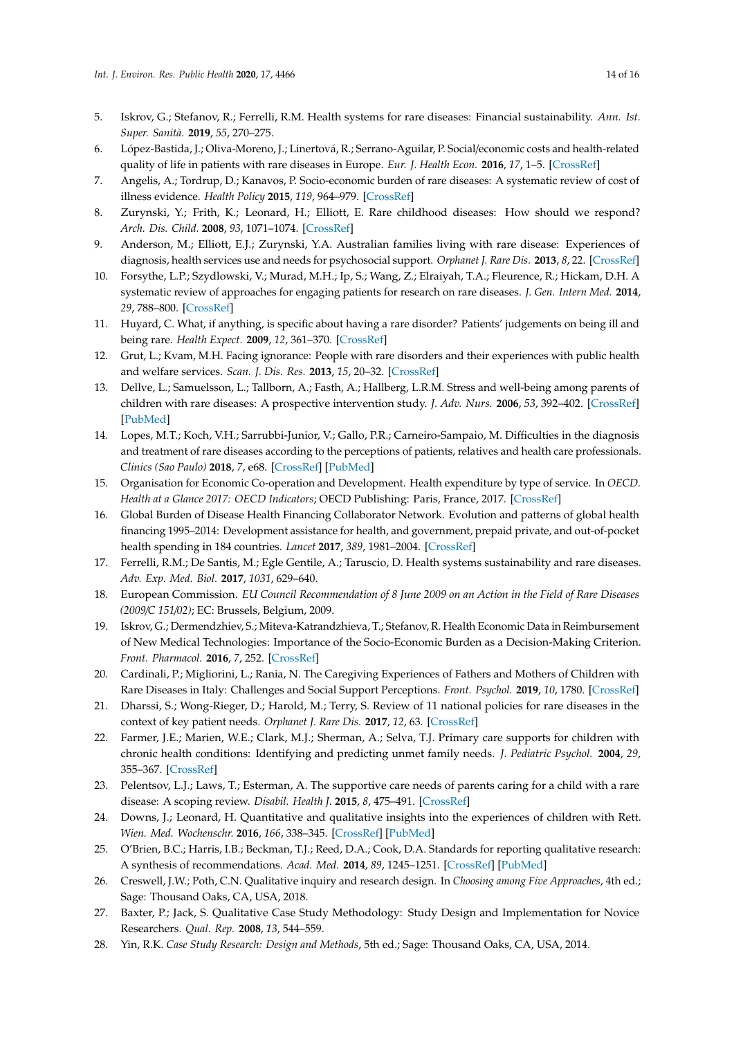5. Iskrov, G.; Stefanov, R.; Ferrelli, R.M. Health systems for rare diseases: Financial sustainability. *Ann. Ist. Super. Sanità.* **2019**, *55*, 270–275.
6. López-Bastida, J.; Oliva-Moreno, J.; Linertová, R.; Serrano-Aguilar, P. Social/economic costs and health-related quality of life in patients with rare diseases in Europe. *Eur. J. Health Econ.* **2016**, *17*, 1–5. [CrossRef]
7. Angelis, A.; Tordrup, D.; Kanavos, P. Socio-economic burden of rare diseases: A systematic review of cost of illness evidence. *Health Policy* **2015**, *119*, 964–979. [CrossRef]
8. Zurynski, Y.; Frith, K.; Leonard, H.; Elliott, E. Rare childhood diseases: How should we respond? *Arch. Dis. Child.* **2008**, *93*, 1071–1074. [CrossRef]
9. Anderson, M.; Elliott, E.J.; Zurynski, Y.A. Australian families living with rare disease: Experiences of diagnosis, health services use and needs for psychosocial support. *Orphanet J. Rare Dis.* **2013**, *8*, 22. [CrossRef]
10. Forsythe, L.P.; Szydlowski, V.; Murad, M.H.; Ip, S.; Wang, Z.; Elraiyah, T.A.; Fleurence, R.; Hickam, D.H. A systematic review of approaches for engaging patients for research on rare diseases. *J. Gen. Intern Med.* **2014**, *29*, 788–800. [CrossRef]
11. Huyard, C. What, if anything, is specific about having a rare disorder? Patients' judgements on being ill and being rare. *Health Expect.* **2009**, *12*, 361–370. [CrossRef]
12. Grut, L.; Kvam, M.H. Facing ignorance: People with rare disorders and their experiences with public health and welfare services. *Scan. J. Dis. Res.* **2013**, *15*, 20–32. [CrossRef]
13. Dellve, L.; Samuelsson, L.; Tallborn, A.; Fasth, A.; Hallberg, L.R.M. Stress and well-being among parents of children with rare diseases: A prospective intervention study. *J. Adv. Nurs.* **2006**, *53*, 392–402. [CrossRef] [PubMed]
14. Lopes, M.T.; Koch, V.H.; Sarrubbi-Junior, V.; Gallo, P.R.; Carneiro-Sampaio, M. Difficulties in the diagnosis and treatment of rare diseases according to the perceptions of patients, relatives and health care professionals. *Clinics (Sao Paulo)* **2018**, *7*, e68. [CrossRef] [PubMed]
15. Organisation for Economic Co-operation and Development. Health expenditure by type of service. In *OECD. Health at a Glance 2017: OECD Indicators*; OECD Publishing: Paris, France, 2017. [CrossRef]
16. Global Burden of Disease Health Financing Collaborator Network. Evolution and patterns of global health financing 1995–2014: Development assistance for health, and government, prepaid private, and out-of-pocket health spending in 184 countries. *Lancet* **2017**, *389*, 1981–2004. [CrossRef]
17. Ferrelli, R.M.; De Santis, M.; Egle Gentile, A.; Taruscio, D. Health systems sustainability and rare diseases. *Adv. Exp. Med. Biol.* **2017**, *1031*, 629–640.
18. European Commission. *EU Council Recommendation of 8 June 2009 on an Action in the Field of Rare Diseases (2009/C 151/02)*; EC: Brussels, Belgium, 2009.
19. Iskrov, G.; Dermendzhiev, S.; Miteva-Katrandzhieva, T.; Stefanov, R. Health Economic Data in Reimbursement of New Medical Technologies: Importance of the Socio-Economic Burden as a Decision-Making Criterion. *Front. Pharmacol.* **2016**, *7*, 252. [CrossRef]
20. Cardinali, P.; Migliorini, L.; Rania, N. The Caregiving Experiences of Fathers and Mothers of Children with Rare Diseases in Italy: Challenges and Social Support Perceptions. *Front. Psychol.* **2019**, *10*, 1780. [CrossRef]
21. Dharssi, S.; Wong-Rieger, D.; Harold, M.; Terry, S. Review of 11 national policies for rare diseases in the context of key patient needs. *Orphanet J. Rare Dis.* **2017**, *12*, 63. [CrossRef]
22. Farmer, J.E.; Marien, W.E.; Clark, M.J.; Sherman, A.; Selva, T.J. Primary care supports for children with chronic health conditions: Identifying and predicting unmet family needs. *J. Pediatric Psychol.* **2004**, *29*, 355–367. [CrossRef]
23. Pelentsov, L.J.; Laws, T.; Esterman, A. The supportive care needs of parents caring for a child with a rare disease: A scoping review. *Disabil. Health J.* **2015**, *8*, 475–491. [CrossRef]
24. Downs, J.; Leonard, H. Quantitative and qualitative insights into the experiences of children with Rett. *Wien. Med. Wochenschr.* **2016**, *166*, 338–345. [CrossRef] [PubMed]
25. O'Brien, B.C.; Harris, I.B.; Beckman, T.J.; Reed, D.A.; Cook, D.A. Standards for reporting qualitative research: A synthesis of recommendations. *Acad. Med.* **2014**, *89*, 1245–1251. [CrossRef] [PubMed]
26. Creswell, J.W.; Poth, C.N. Qualitative inquiry and research design. In *Choosing among Five Approaches*, 4th ed.; Sage: Thousand Oaks, CA, USA, 2018.
27. Baxter, P.; Jack, S. Qualitative Case Study Methodology: Study Design and Implementation for Novice Researchers. *Qual. Rep.* **2008**, *13*, 544–559.
28. Yin, R.K. *Case Study Research: Design and Methods*, 5th ed.; Sage: Thousand Oaks, CA, USA, 2014.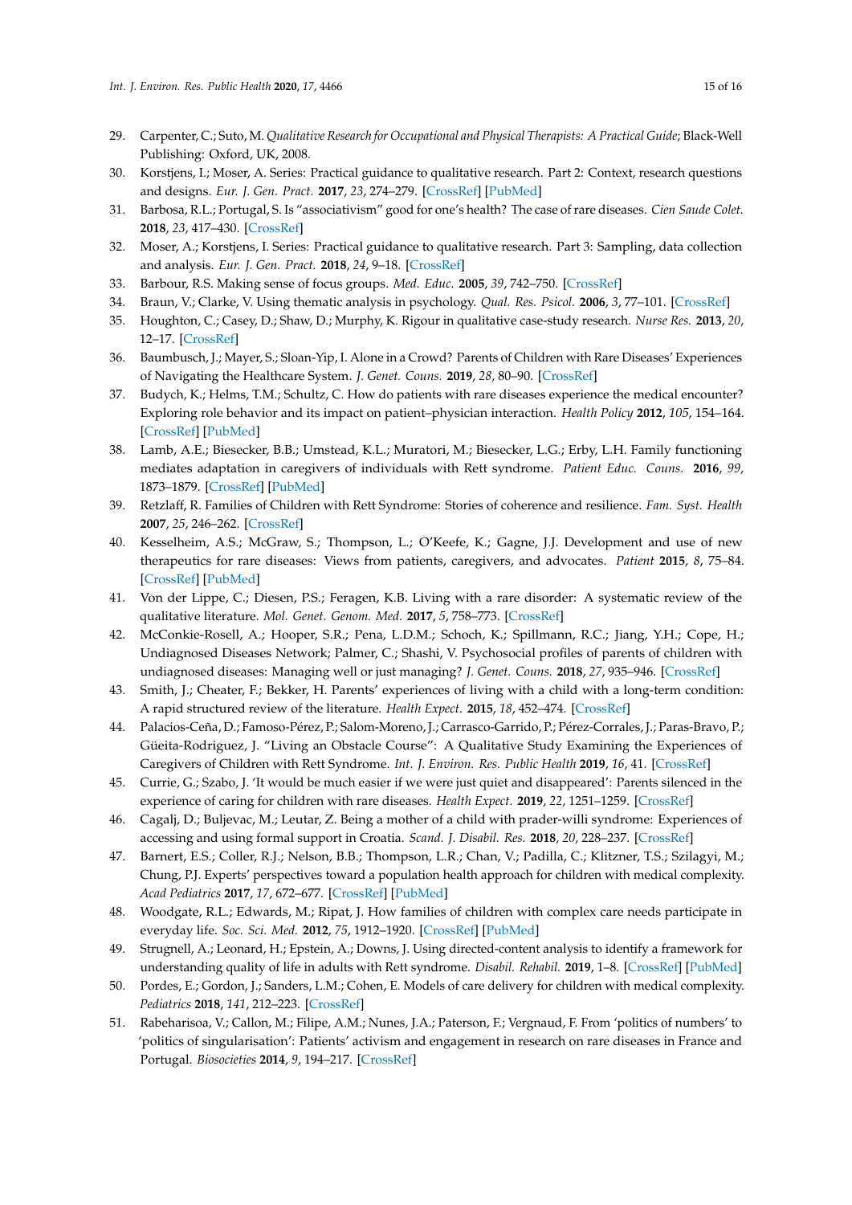29. Carpenter, C.; Suto, M. *Qualitative Research for Occupational and Physical Therapists: A Practical Guide*; Black-Well Publishing: Oxford, UK, 2008.
30. Korstjens, I.; Moser, A. Series: Practical guidance to qualitative research. Part 2: Context, research questions and designs. *Eur. J. Gen. Pract.* **2017**, *23*, 274–279. [CrossRef] [PubMed]
31. Barbosa, R.L.; Portugal, S. Is "associativism" good for one's health? The case of rare diseases. *Cien Saude Colet.* **2018**, *23*, 417–430. [CrossRef]
32. Moser, A.; Korstjens, I. Series: Practical guidance to qualitative research. Part 3: Sampling, data collection and analysis. *Eur. J. Gen. Pract.* **2018**, *24*, 9–18. [CrossRef]
33. Barbour, R.S. Making sense of focus groups. *Med. Educ.* **2005**, *39*, 742–750. [CrossRef]
34. Braun, V.; Clarke, V. Using thematic analysis in psychology. *Qual. Res. Psicol.* **2006**, *3*, 77–101. [CrossRef]
35. Houghton, C.; Casey, D.; Shaw, D.; Murphy, K. Rigour in qualitative case-study research. *Nurse Res.* **2013**, *20*, 12–17. [CrossRef]
36. Baumbusch, J.; Mayer, S.; Sloan-Yip, I. Alone in a Crowd? Parents of Children with Rare Diseases' Experiences of Navigating the Healthcare System. *J. Genet. Couns.* **2019**, *28*, 80–90. [CrossRef]
37. Budych, K.; Helms, T.M.; Schultz, C. How do patients with rare diseases experience the medical encounter? Exploring role behavior and its impact on patient–physician interaction. *Health Policy* **2012**, *105*, 154–164. [CrossRef] [PubMed]
38. Lamb, A.E.; Biesecker, B.B.; Umstead, K.L.; Muratori, M.; Biesecker, L.G.; Erby, L.H. Family functioning mediates adaptation in caregivers of individuals with Rett syndrome. *Patient Educ. Couns.* **2016**, *99*, 1873–1879. [CrossRef] [PubMed]
39. Retzlaff, R. Families of Children with Rett Syndrome: Stories of coherence and resilience. *Fam. Syst. Health* **2007**, *25*, 246–262. [CrossRef]
40. Kesselheim, A.S.; McGraw, S.; Thompson, L.; O'Keefe, K.; Gagne, J.J. Development and use of new therapeutics for rare diseases: Views from patients, caregivers, and advocates. *Patient* **2015**, *8*, 75–84. [CrossRef] [PubMed]
41. Von der Lippe, C.; Diesen, P.S.; Feragen, K.B. Living with a rare disorder: A systematic review of the qualitative literature. *Mol. Genet. Genom. Med.* **2017**, *5*, 758–773. [CrossRef]
42. McConkie-Rosell, A.; Hooper, S.R.; Pena, L.D.M.; Schoch, K.; Spillmann, R.C.; Jiang, Y.H.; Cope, H.; Undiagnosed Diseases Network; Palmer, C.; Shashi, V. Psychosocial profiles of parents of children with undiagnosed diseases: Managing well or just managing? *J. Genet. Couns.* **2018**, *27*, 935–946. [CrossRef]
43. Smith, J.; Cheater, F.; Bekker, H. Parents' experiences of living with a child with a long-term condition: A rapid structured review of the literature. *Health Expect.* **2015**, *18*, 452–474. [CrossRef]
44. Palacios-Ceña, D.; Famoso-Pérez, P.; Salom-Moreno, J.; Carrasco-Garrido, P.; Pérez-Corrales, J.; Paras-Bravo, P.; Güeita-Rodriguez, J. "Living an Obstacle Course": A Qualitative Study Examining the Experiences of Caregivers of Children with Rett Syndrome. *Int. J. Environ. Res. Public Health* **2019**, *16*, 41. [CrossRef]
45. Currie, G.; Szabo, J. 'It would be much easier if we were just quiet and disappeared': Parents silenced in the experience of caring for children with rare diseases. *Health Expect.* **2019**, *22*, 1251–1259. [CrossRef]
46. Cagalj, D.; Buljevac, M.; Leutar, Z. Being a mother of a child with prader-willi syndrome: Experiences of accessing and using formal support in Croatia. *Scand. J. Disabil. Res.* **2018**, *20*, 228–237. [CrossRef]
47. Barnert, E.S.; Coller, R.J.; Nelson, B.B.; Thompson, L.R.; Chan, V.; Padilla, C.; Klitzner, T.S.; Szilagyi, M.; Chung, P.J. Experts' perspectives toward a population health approach for children with medical complexity. *Acad Pediatrics* **2017**, *17*, 672–677. [CrossRef] [PubMed]
48. Woodgate, R.L.; Edwards, M.; Ripat, J. How families of children with complex care needs participate in everyday life. *Soc. Sci. Med.* **2012**, *75*, 1912–1920. [CrossRef] [PubMed]
49. Strugnell, A.; Leonard, H.; Epstein, A.; Downs, J. Using directed-content analysis to identify a framework for understanding quality of life in adults with Rett syndrome. *Disabil. Rehabil.* **2019**, 1–8. [CrossRef] [PubMed]
50. Pordes, E.; Gordon, J.; Sanders, L.M.; Cohen, E. Models of care delivery for children with medical complexity. *Pediatrics* **2018**, *141*, 212–223. [CrossRef]
51. Rabeharisoa, V.; Callon, M.; Filipe, A.M.; Nunes, J.A.; Paterson, F.; Vergnaud, F. From 'politics of numbers' to 'politics of singularisation': Patients' activism and engagement in research on rare diseases in France and Portugal. *Biosocieties* **2014**, *9*, 194–217. [CrossRef]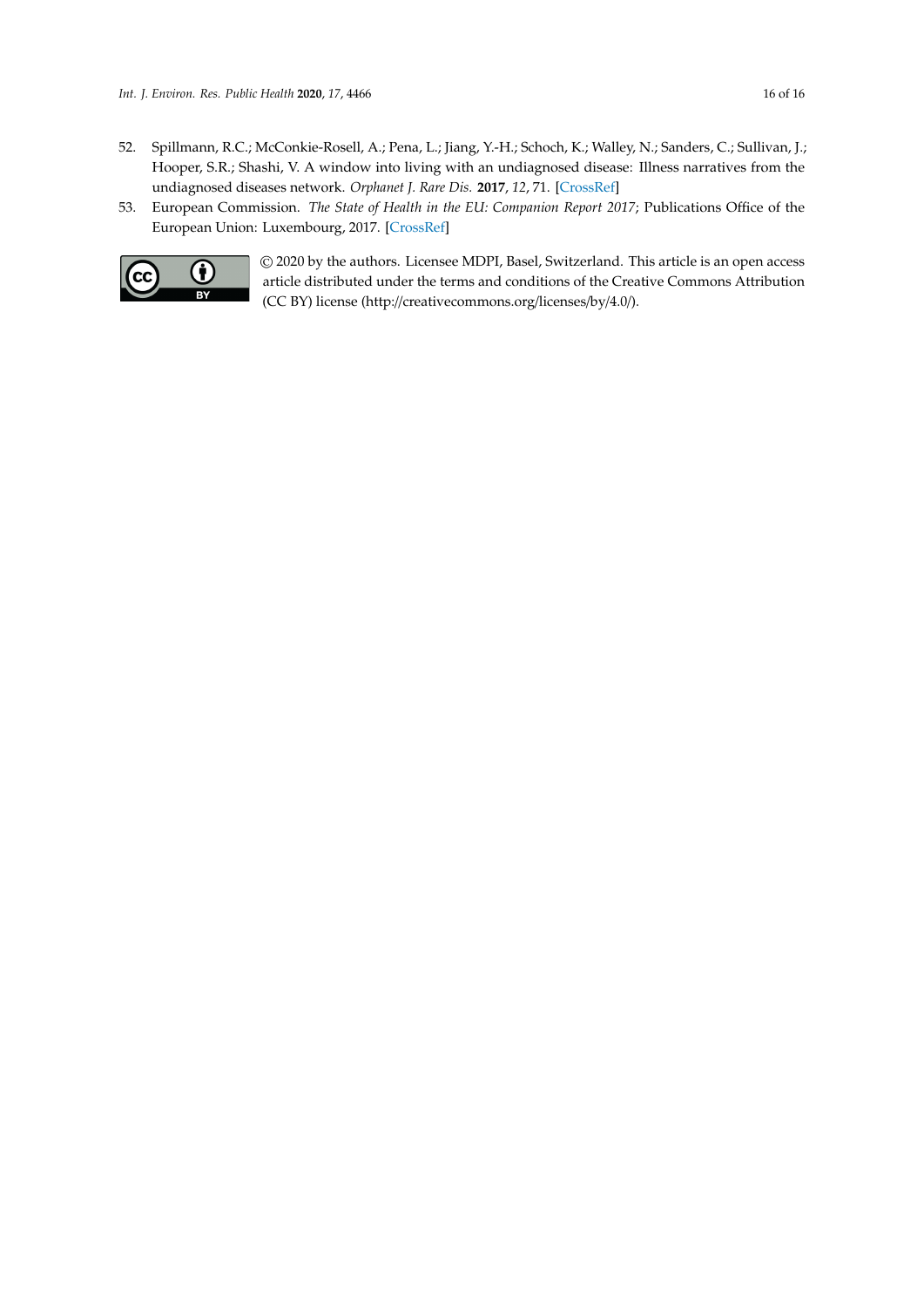52. Spillmann, R.C.; McConkie-Rosell, A.; Pena, L.; Jiang, Y.-H.; Schoch, K.; Walley, N.; Sanders, C.; Sullivan, J.; Hooper, S.R.; Shashi, V. A window into living with an undiagnosed disease: Illness narratives from the undiagnosed diseases network. *Orphanet J. Rare Dis.* **2017**, *12*, 71. [CrossRef]
53. European Commission. *The State of Health in the EU: Companion Report 2017*; Publications Office of the European Union: Luxembourg, 2017. [CrossRef]

© 2020 by the authors. Licensee MDPI, Basel, Switzerland. This article is an open access article distributed under the terms and conditions of the Creative Commons Attribution (CC BY) license (http://creativecommons.org/licenses/by/4.0/).